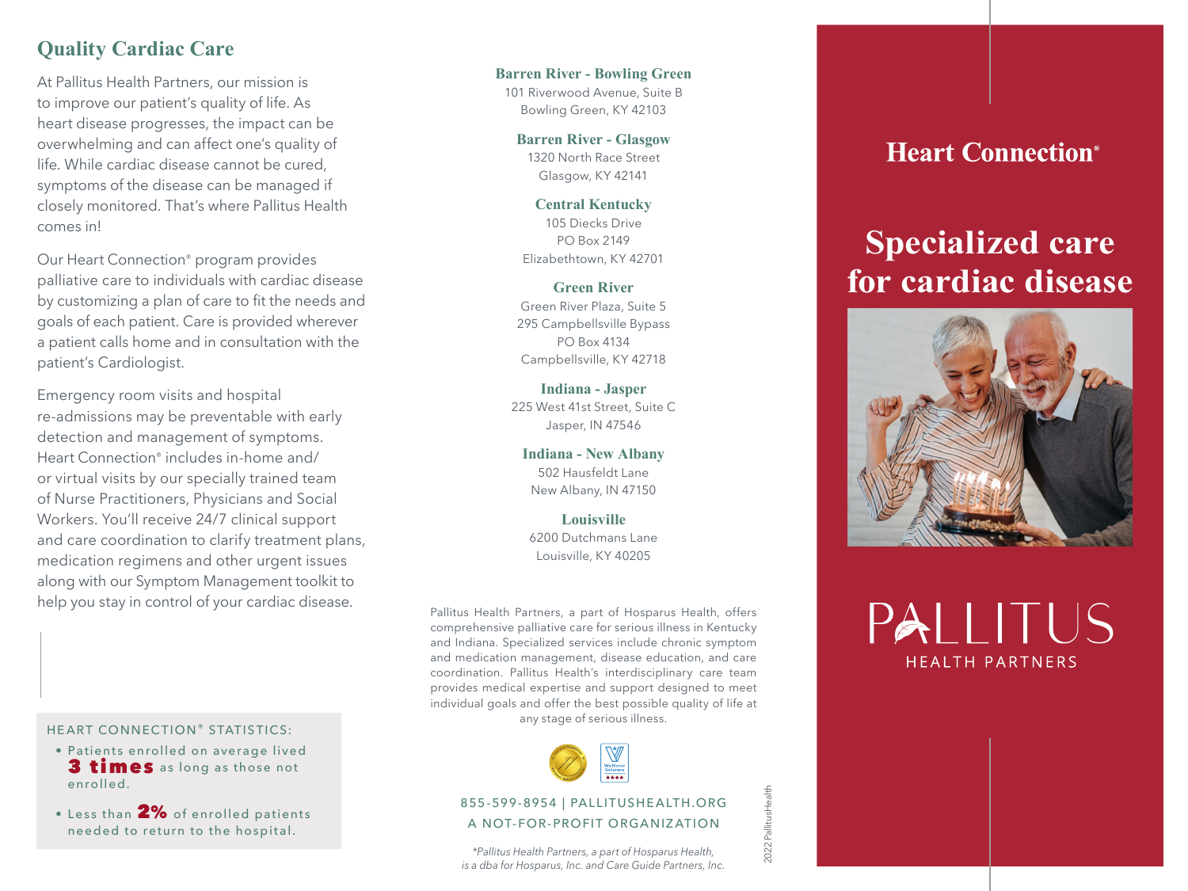## Quality Cardiac Care

At Pallitus Health Partners, our mission is to improve our patient's quality of life. As heart disease progresses, the impact can be overwhelming and can affect one's quality of life. While cardiac disease cannot be cured, symptoms of the disease can be managed if closely monitored. That's where Pallitus Health comes in!

Our Heart Connection® program provides palliative care to individuals with cardiac disease by customizing a plan of care to fit the needs and goals of each patient. Care is provided wherever a patient calls home and in consultation with the patient's Cardiologist.

Emergency room visits and hospital re-admissions may be preventable with early detection and management of symptoms. Heart Connection® includes in-home and/or virtual visits by our specially trained team of Nurse Practitioners, Physicians and Social Workers. You'll receive 24/7 clinical support and care coordination to clarify treatment plans, medication regimens and other urgent issues along with our Symptom Management toolkit to help you stay in control of your cardiac disease.

HEART CONNECTION® STATISTICS:

- Patients enrolled on average lived **3 times** as long as those not enrolled.
- Less than **2%** of enrolled patients needed to return to the hospital.

**Barren River - Bowling Green**
101 Riverwood Avenue, Suite B
Bowling Green, KY 42103

**Barren River - Glasgow**
1320 North Race Street
Glasgow, KY 42141

**Central Kentucky**
105 Diecks Drive
PO Box 2149
Elizabethtown, KY 42701

**Green River**
Green River Plaza, Suite 5
295 Campbellsville Bypass
PO Box 4134
Campbellsville, KY 42718

**Indiana - Jasper**
225 West 41st Street, Suite C
Jasper, IN 47546

**Indiana - New Albany**
502 Hausfeldt Lane
New Albany, IN 47150

**Louisville**
6200 Dutchmans Lane
Louisville, KY 40205

Pallitus Health Partners, a part of Hosparus Health, offers comprehensive palliative care for serious illness in Kentucky and Indiana. Specialized services include chronic symptom and medication management, disease education, and care coordination. Pallitus Health's interdisciplinary care team provides medical expertise and support designed to meet individual goals and offer the best possible quality of life at any stage of serious illness.

855-599-8954 | PALLITUSHEALTH.ORG
A NOT-FOR-PROFIT ORGANIZATION

*\*Pallitus Health Partners, a part of Hosparus Health, is a dba for Hosparus, Inc. and Care Guide Partners, Inc.*

2022 PallitusHealth

# Heart Connection®

# Specialized care for cardiac disease

PALLITUS
HEALTH PARTNERS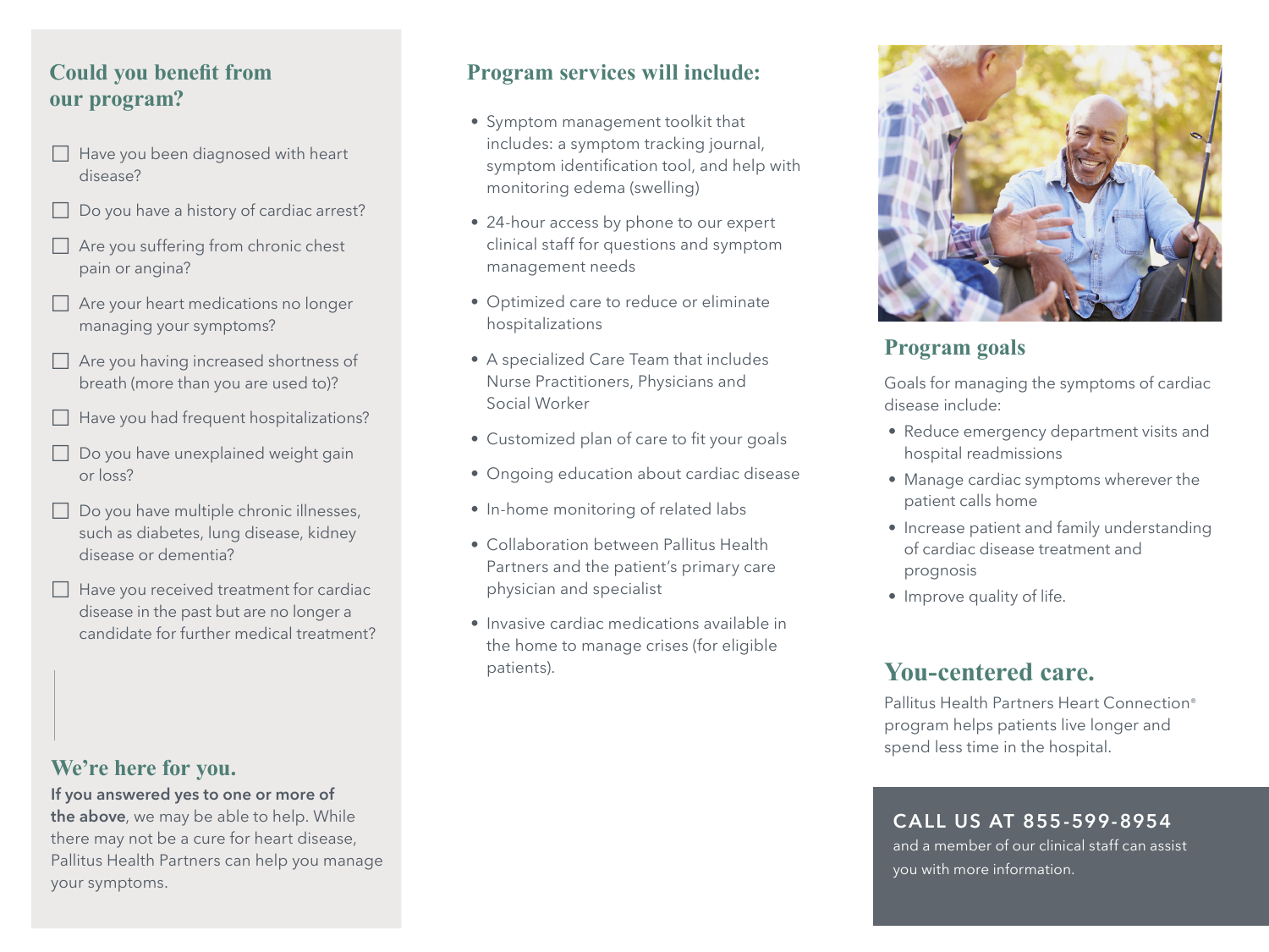## Could you benefit from our program?

- ☐ Have you been diagnosed with heart disease?
- ☐ Do you have a history of cardiac arrest?
- ☐ Are you suffering from chronic chest pain or angina?
- ☐ Are your heart medications no longer managing your symptoms?
- ☐ Are you having increased shortness of breath (more than you are used to)?
- ☐ Have you had frequent hospitalizations?
- ☐ Do you have unexplained weight gain or loss?
- ☐ Do you have multiple chronic illnesses, such as diabetes, lung disease, kidney disease or dementia?
- ☐ Have you received treatment for cardiac disease in the past but are no longer a candidate for further medical treatment?

## We're here for you.

**If you answered yes to one or more of the above**, we may be able to help. While there may not be a cure for heart disease, Pallitus Health Partners can help you manage your symptoms.

## Program services will include:

- Symptom management toolkit that includes: a symptom tracking journal, symptom identification tool, and help with monitoring edema (swelling)
- 24-hour access by phone to our expert clinical staff for questions and symptom management needs
- Optimized care to reduce or eliminate hospitalizations
- A specialized Care Team that includes Nurse Practitioners, Physicians and Social Worker
- Customized plan of care to fit your goals
- Ongoing education about cardiac disease
- In-home monitoring of related labs
- Collaboration between Pallitus Health Partners and the patient's primary care physician and specialist
- Invasive cardiac medications available in the home to manage crises (for eligible patients).

## Program goals

Goals for managing the symptoms of cardiac disease include:

- Reduce emergency department visits and hospital readmissions
- Manage cardiac symptoms wherever the patient calls home
- Increase patient and family understanding of cardiac disease treatment and prognosis
- Improve quality of life.

## You-centered care.

Pallitus Health Partners Heart Connection® program helps patients live longer and spend less time in the hospital.

**CALL US AT 855-599-8954**

and a member of our clinical staff can assist you with more information.